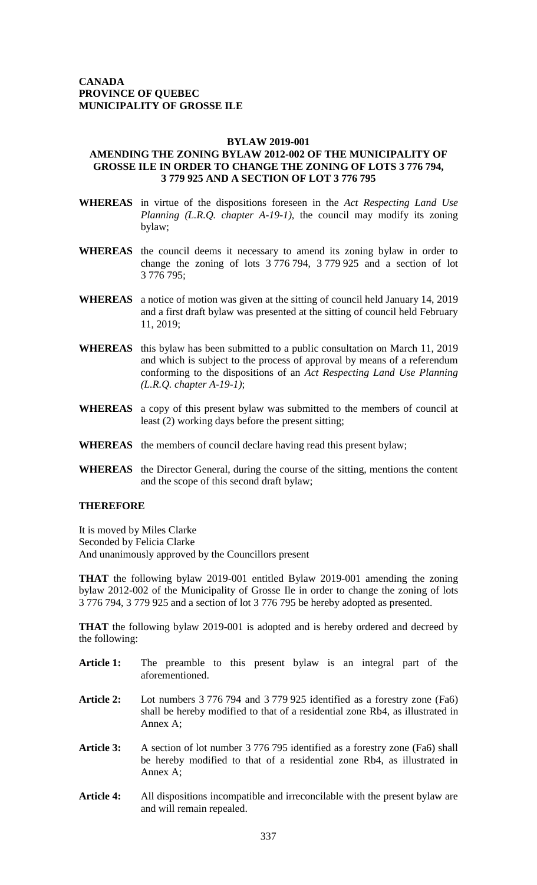**CANADA**
**PROVINCE OF QUEBEC**
**MUNICIPALITY OF GROSSE ILE**

## BYLAW 2019-001
## AMENDING THE ZONING BYLAW 2012-002 OF THE MUNICIPALITY OF GROSSE ILE IN ORDER TO CHANGE THE ZONING OF LOTS 3 776 794, 3 779 925 AND A SECTION OF LOT 3 776 795

**WHEREAS** in virtue of the dispositions foreseen in the *Act Respecting Land Use Planning (L.R.Q. chapter A-19-1)*, the council may modify its zoning bylaw;

**WHEREAS** the council deems it necessary to amend its zoning bylaw in order to change the zoning of lots 3 776 794, 3 779 925 and a section of lot 3 776 795;

**WHEREAS** a notice of motion was given at the sitting of council held January 14, 2019 and a first draft bylaw was presented at the sitting of council held February 11, 2019;

**WHEREAS** this bylaw has been submitted to a public consultation on March 11, 2019 and which is subject to the process of approval by means of a referendum conforming to the dispositions of an *Act Respecting Land Use Planning (L.R.Q. chapter A-19-1)*;

**WHEREAS** a copy of this present bylaw was submitted to the members of council at least (2) working days before the present sitting;

**WHEREAS** the members of council declare having read this present bylaw;

**WHEREAS** the Director General, during the course of the sitting, mentions the content and the scope of this second draft bylaw;

**THEREFORE**

It is moved by Miles Clarke
Seconded by Felicia Clarke
And unanimously approved by the Councillors present

**THAT** the following bylaw 2019-001 entitled Bylaw 2019-001 amending the zoning bylaw 2012-002 of the Municipality of Grosse Ile in order to change the zoning of lots 3 776 794, 3 779 925 and a section of lot 3 776 795 be hereby adopted as presented.

**THAT** the following bylaw 2019-001 is adopted and is hereby ordered and decreed by the following:

**Article 1:** The preamble to this present bylaw is an integral part of the aforementioned.

**Article 2:** Lot numbers 3 776 794 and 3 779 925 identified as a forestry zone (Fa6) shall be hereby modified to that of a residential zone Rb4, as illustrated in Annex A;

**Article 3:** A section of lot number 3 776 795 identified as a forestry zone (Fa6) shall be hereby modified to that of a residential zone Rb4, as illustrated in Annex A;

**Article 4:** All dispositions incompatible and irreconcilable with the present bylaw are and will remain repealed.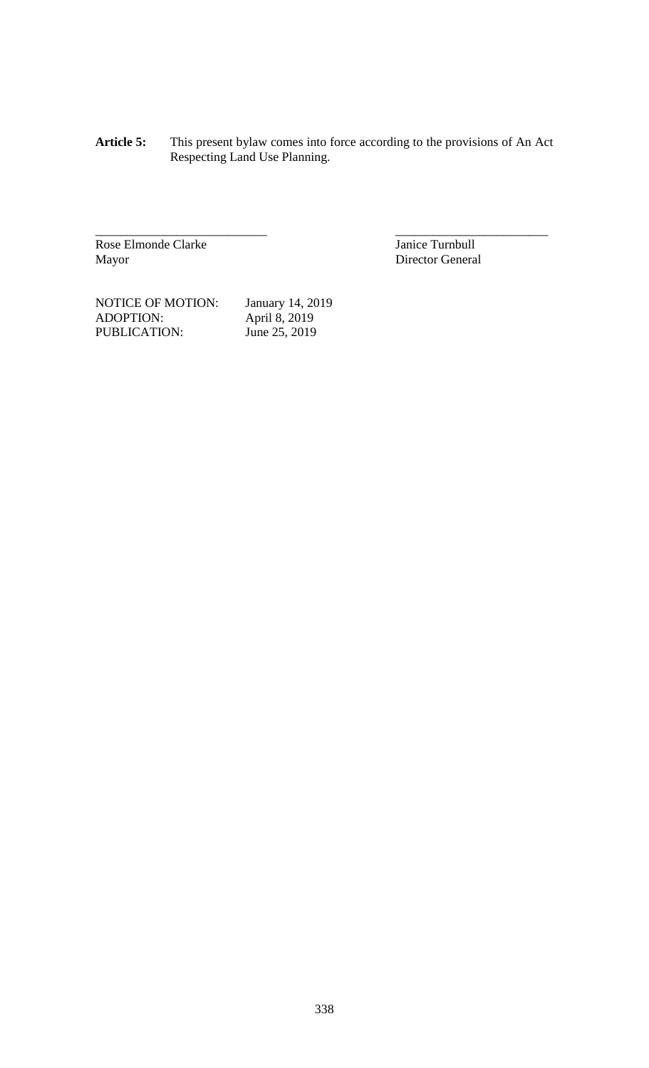**Article 5:** This present bylaw comes into force according to the provisions of An Act Respecting Land Use Planning.

| | |
|---|---|
| ___________________________ | ________________________ |
| Rose Elmonde Clarke | Janice Turnbull |
| Mayor | Director General |

| | |
|---|---|
| NOTICE OF MOTION: | January 14, 2019 |
| ADOPTION: | April 8, 2019 |
| PUBLICATION: | June 25, 2019 |